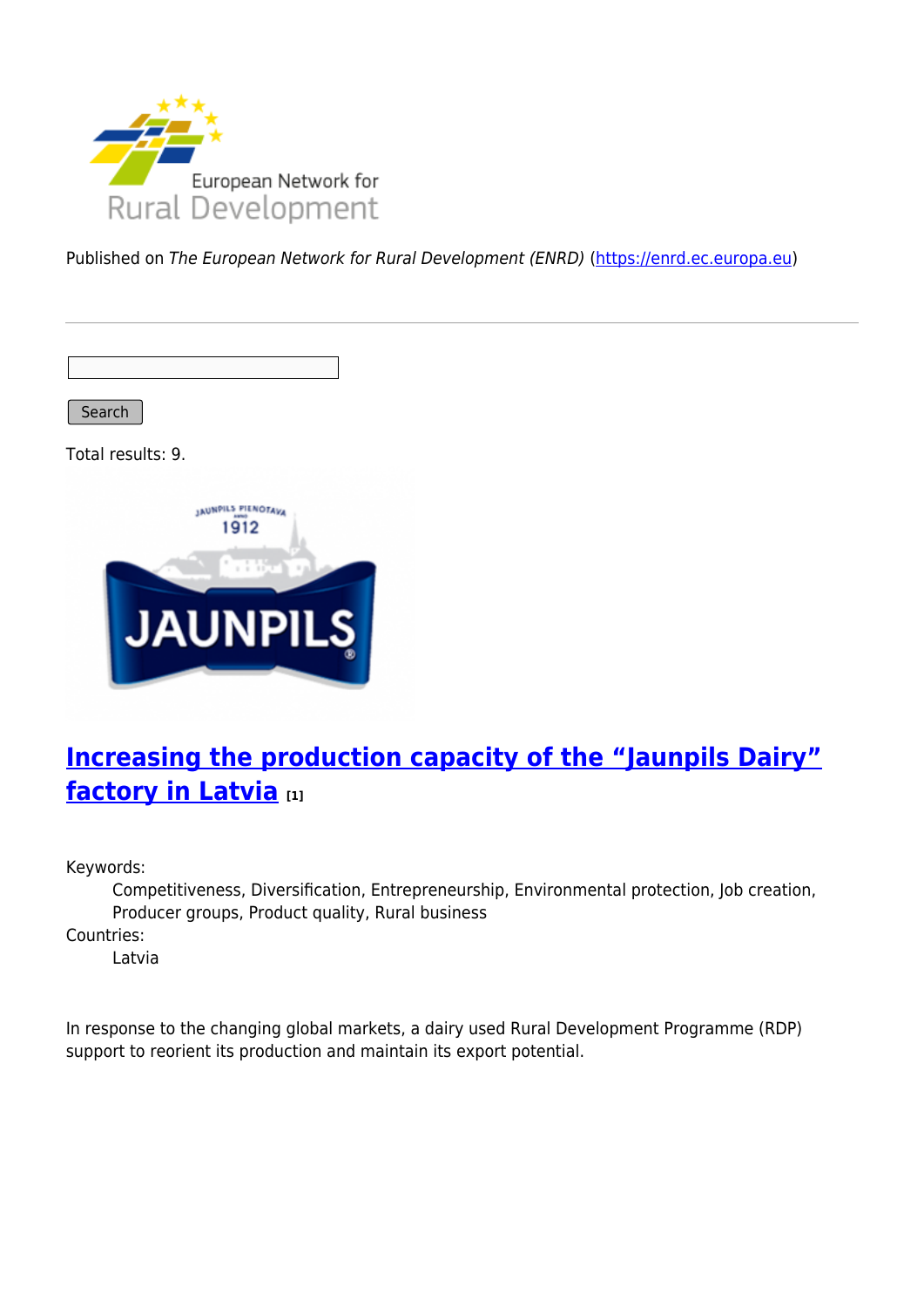Published on *The European Network for Rural Development (ENRD)* (https://enrd.ec.europa.eu)

Search

Total results: 9.

## Increasing the production capacity of the "Jaunpils Dairy" factory in Latvia [1]

Keywords:
: Competitiveness, Diversification, Entrepreneurship, Environmental protection, Job creation, Producer groups, Product quality, Rural business

Countries:
: Latvia

In response to the changing global markets, a dairy used Rural Development Programme (RDP) support to reorient its production and maintain its export potential.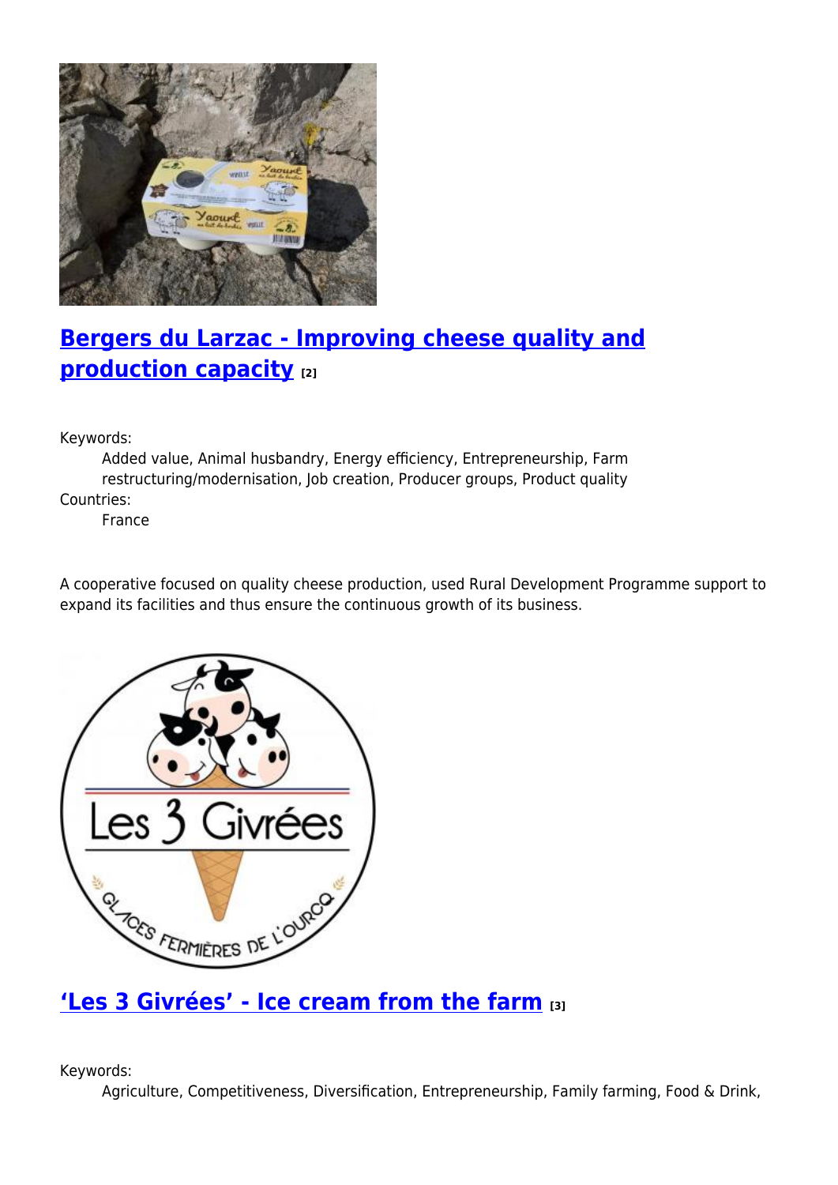## [Bergers du Larzac - Improving cheese quality and production capacity](#) [2]

Keywords:

Added value, Animal husbandry, Energy efficiency, Entrepreneurship, Farm restructuring/modernisation, Job creation, Producer groups, Product quality

Countries:

France

A cooperative focused on quality cheese production, used Rural Development Programme support to expand its facilities and thus ensure the continuous growth of its business.

## ['Les 3 Givrées' - Ice cream from the farm](#) [3]

Keywords:

Agriculture, Competitiveness, Diversification, Entrepreneurship, Family farming, Food & Drink,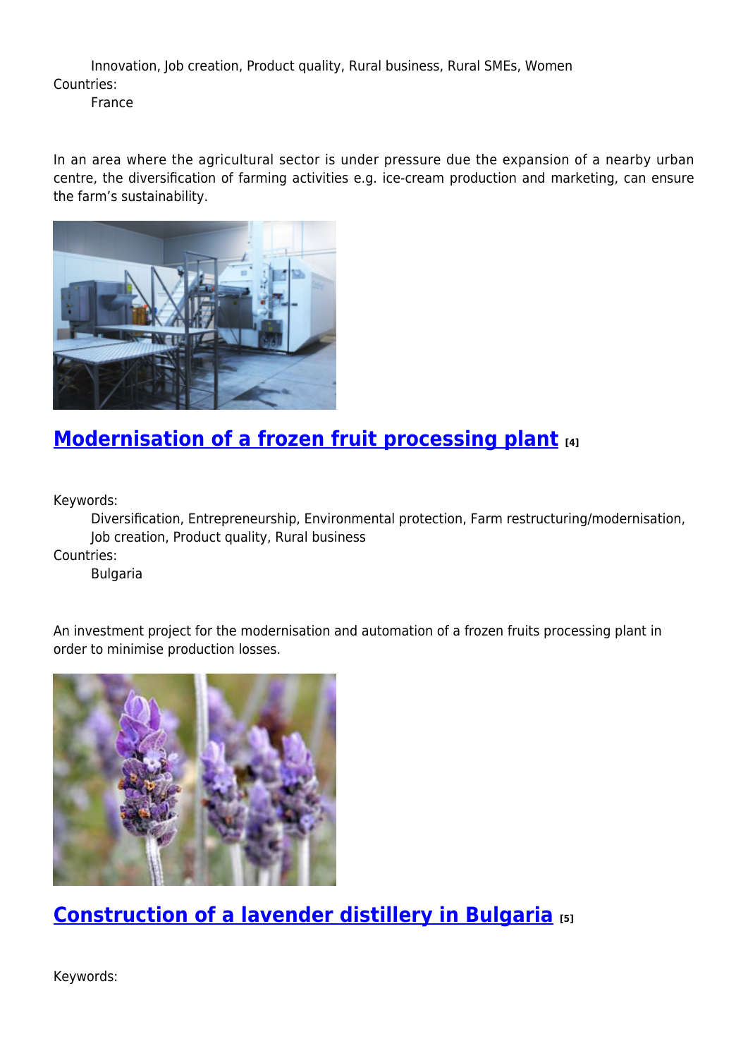Innovation, Job creation, Product quality, Rural business, Rural SMEs, Women

Countries:

France

In an area where the agricultural sector is under pressure due the expansion of a nearby urban centre, the diversification of farming activities e.g. ice-cream production and marketing, can ensure the farm’s sustainability.

## Modernisation of a frozen fruit processing plant [4]

Keywords:

Diversification, Entrepreneurship, Environmental protection, Farm restructuring/modernisation, Job creation, Product quality, Rural business

Countries:

Bulgaria

An investment project for the modernisation and automation of a frozen fruits processing plant in order to minimise production losses.

## Construction of a lavender distillery in Bulgaria [5]

Keywords: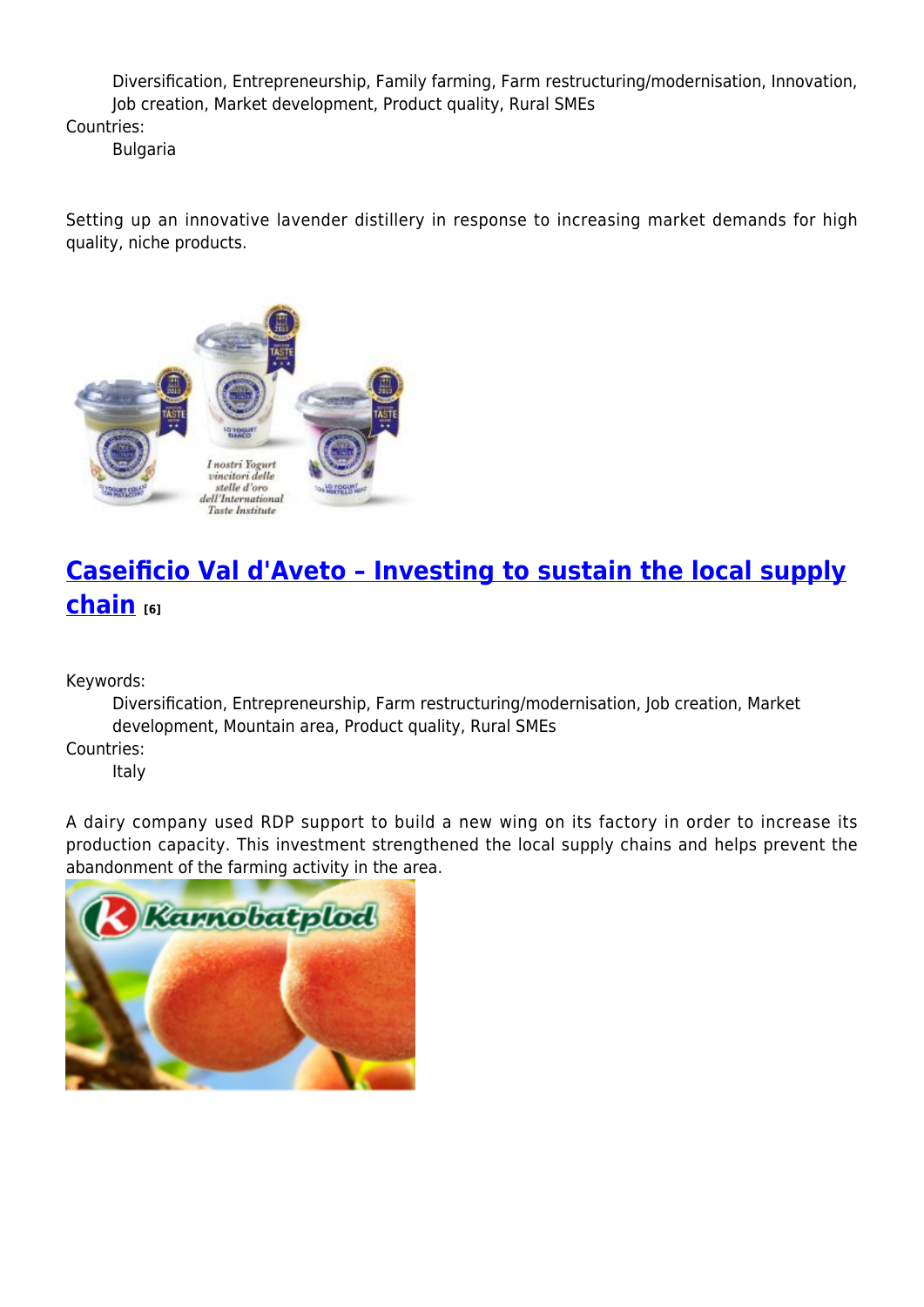Diversification, Entrepreneurship, Family farming, Farm restructuring/modernisation, Innovation, Job creation, Market development, Product quality, Rural SMEs

Countries:

Bulgaria

Setting up an innovative lavender distillery in response to increasing market demands for high quality, niche products.

## Caseificio Val d'Aveto – Investing to sustain the local supply chain [6]

Keywords:

Diversification, Entrepreneurship, Farm restructuring/modernisation, Job creation, Market development, Mountain area, Product quality, Rural SMEs

Countries:

Italy

A dairy company used RDP support to build a new wing on its factory in order to increase its production capacity. This investment strengthened the local supply chains and helps prevent the abandonment of the farming activity in the area.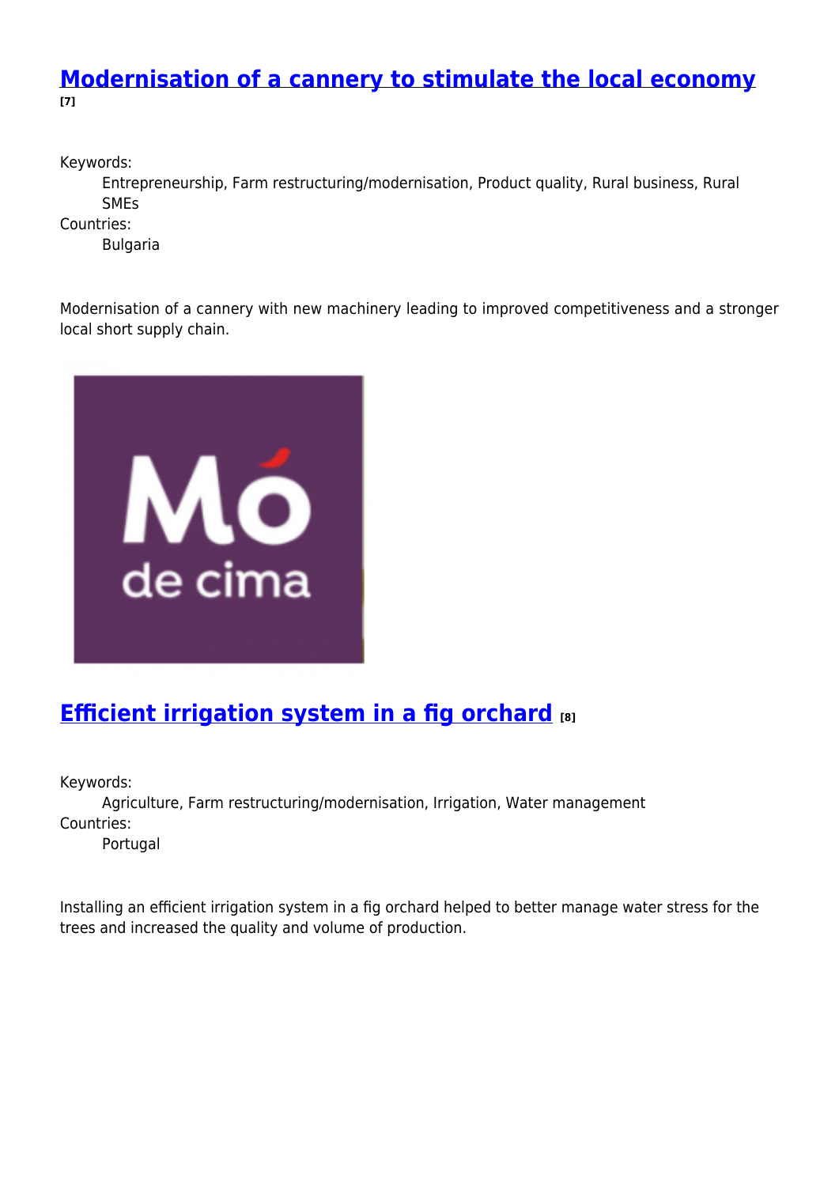## Modernisation of a cannery to stimulate the local economy [7]

Keywords:
: Entrepreneurship, Farm restructuring/modernisation, Product quality, Rural business, Rural SMEs

Countries:
: Bulgaria

Modernisation of a cannery with new machinery leading to improved competitiveness and a stronger local short supply chain.

## Efficient irrigation system in a fig orchard [8]

Keywords:
: Agriculture, Farm restructuring/modernisation, Irrigation, Water management

Countries:
: Portugal

Installing an efficient irrigation system in a fig orchard helped to better manage water stress for the trees and increased the quality and volume of production.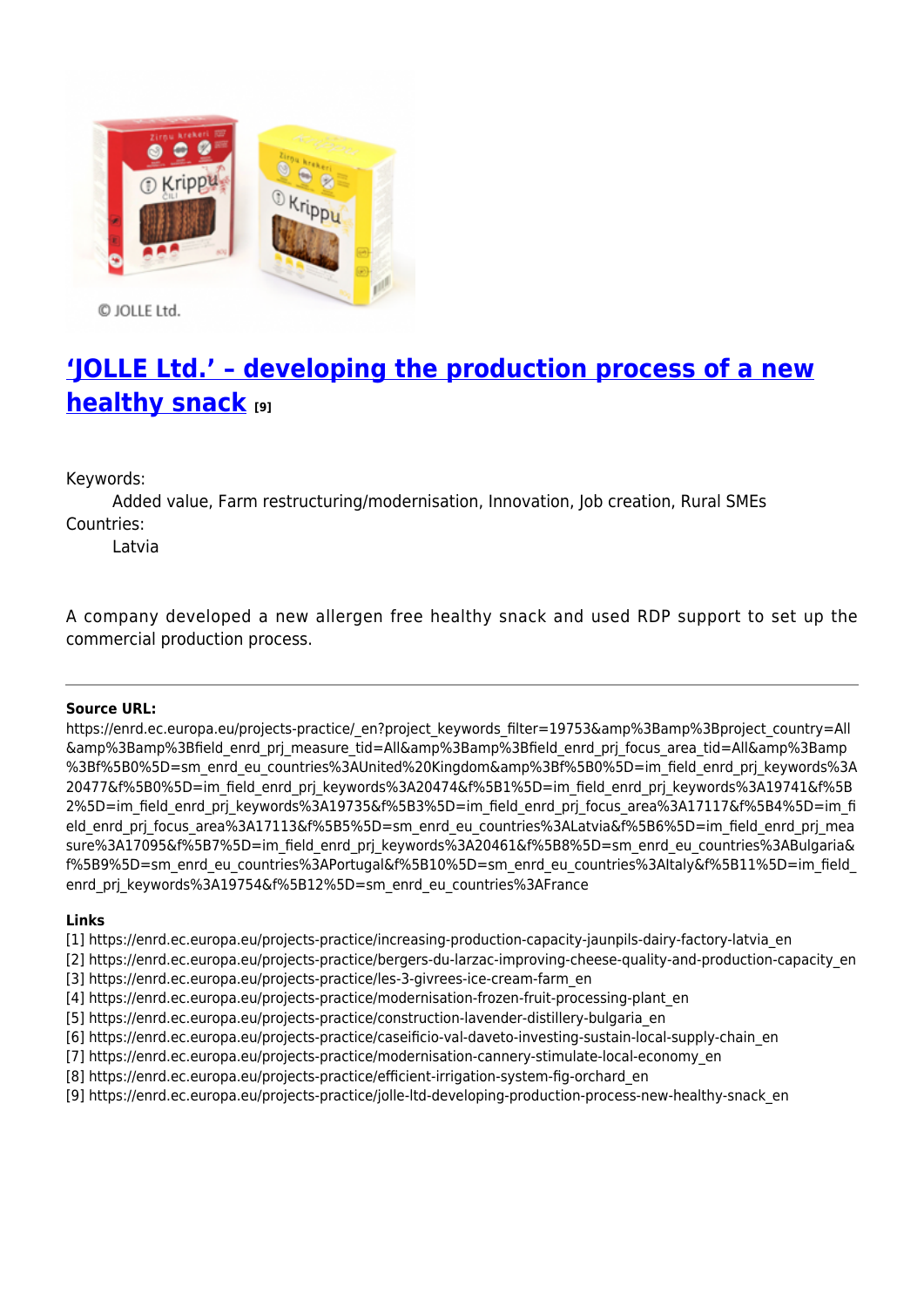## ['JOLLE Ltd.' – developing the production process of a new healthy snack [9]](https://enrd.ec.europa.eu/projects-practice/jolle-ltd-developing-production-process-new-healthy-snack_en)

Keywords:
    Added value, Farm restructuring/modernisation, Innovation, Job creation, Rural SMEs
Countries:
    Latvia

A company developed a new allergen free healthy snack and used RDP support to set up the commercial production process.

---

**Source URL:**
https://enrd.ec.europa.eu/projects-practice/_en?project_keywords_filter=19753&amp%3Bamp%3Bproject_country=All&amp%3Bamp%3Bfield_enrd_prj_measure_tid=All&amp%3Bamp%3Bfield_enrd_prj_focus_area_tid=All&amp%3Bamp%3Bf%5B0%5D=sm_enrd_eu_countries%3AUnited%20Kingdom&amp%3Bf%5B0%5D=im_field_enrd_prj_keywords%3A20477&f%5B0%5D=im_field_enrd_prj_keywords%3A20474&f%5B1%5D=im_field_enrd_prj_keywords%3A19741&f%5B2%5D=im_field_enrd_prj_keywords%3A19735&f%5B3%5D=im_field_enrd_prj_focus_area%3A17117&f%5B4%5D=im_field_enrd_prj_focus_area%3A17113&f%5B5%5D=sm_enrd_eu_countries%3ALatvia&f%5B6%5D=im_field_enrd_prj_measure%3A17095&f%5B7%5D=im_field_enrd_prj_keywords%3A20461&f%5B8%5D=sm_enrd_eu_countries%3ABulgaria&f%5B9%5D=sm_enrd_eu_countries%3APortugal&f%5B10%5D=sm_enrd_eu_countries%3AItaly&f%5B11%5D=im_field_enrd_prj_keywords%3A19754&f%5B12%5D=sm_enrd_eu_countries%3AFrance

**Links**
[1] https://enrd.ec.europa.eu/projects-practice/increasing-production-capacity-jaunpils-dairy-factory-latvia_en
[2] https://enrd.ec.europa.eu/projects-practice/bergers-du-larzac-improving-cheese-quality-and-production-capacity_en
[3] https://enrd.ec.europa.eu/projects-practice/les-3-givrees-ice-cream-farm_en
[4] https://enrd.ec.europa.eu/projects-practice/modernisation-frozen-fruit-processing-plant_en
[5] https://enrd.ec.europa.eu/projects-practice/construction-lavender-distillery-bulgaria_en
[6] https://enrd.ec.europa.eu/projects-practice/caseificio-val-daveto-investing-sustain-local-supply-chain_en
[7] https://enrd.ec.europa.eu/projects-practice/modernisation-cannery-stimulate-local-economy_en
[8] https://enrd.ec.europa.eu/projects-practice/efficient-irrigation-system-fig-orchard_en
[9] https://enrd.ec.europa.eu/projects-practice/jolle-ltd-developing-production-process-new-healthy-snack_en